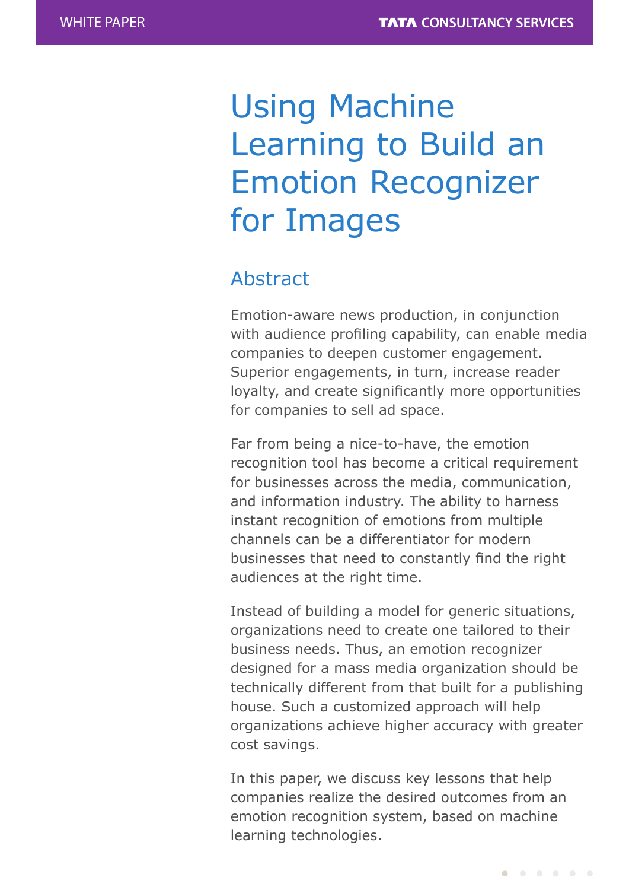# Using Machine Learning to Build an Emotion Recognizer for Images

## Abstract

Emotion-aware news production, in conjunction with audience profiling capability, can enable media companies to deepen customer engagement. Superior engagements, in turn, increase reader loyalty, and create significantly more opportunities for companies to sell ad space.

Far from being a nice-to-have, the emotion recognition tool has become a critical requirement for businesses across the media, communication, and information industry. The ability to harness instant recognition of emotions from multiple channels can be a differentiator for modern businesses that need to constantly find the right audiences at the right time.

Instead of building a model for generic situations, organizations need to create one tailored to their business needs. Thus, an emotion recognizer designed for a mass media organization should be technically different from that built for a publishing house. Such a customized approach will help organizations achieve higher accuracy with greater cost savings.

In this paper, we discuss key lessons that help companies realize the desired outcomes from an emotion recognition system, based on machine learning technologies.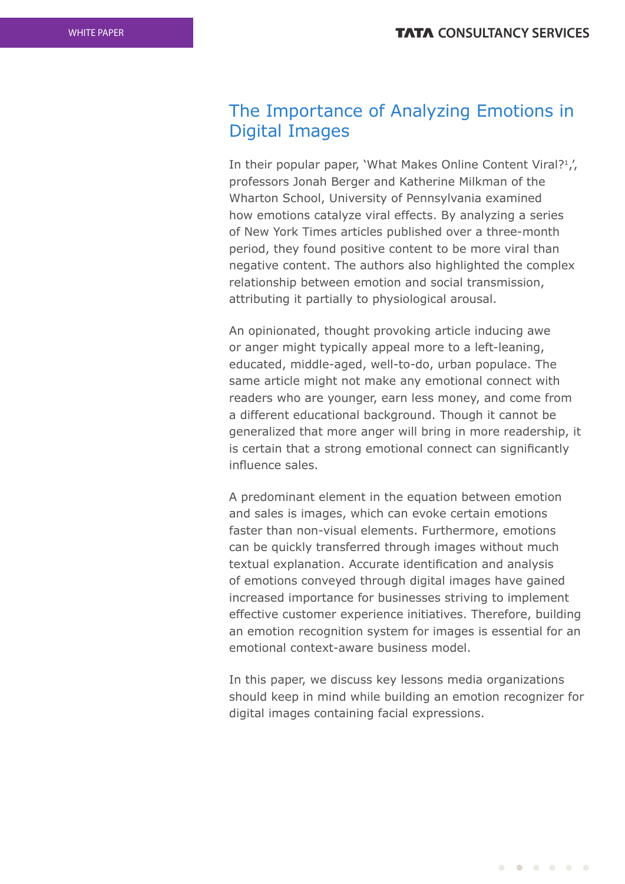## The Importance of Analyzing Emotions in Digital Images

In their popular paper, 'What Makes Online Content Viral?[1]', professors Jonah Berger and Katherine Milkman of the Wharton School, University of Pennsylvania examined how emotions catalyze viral effects. By analyzing a series of New York Times articles published over a three-month period, they found positive content to be more viral than negative content. The authors also highlighted the complex relationship between emotion and social transmission, attributing it partially to physiological arousal.

An opinionated, thought provoking article inducing awe or anger might typically appeal more to a left-leaning, educated, middle-aged, well-to-do, urban populace. The same article might not make any emotional connect with readers who are younger, earn less money, and come from a different educational background. Though it cannot be generalized that more anger will bring in more readership, it is certain that a strong emotional connect can significantly influence sales.

A predominant element in the equation between emotion and sales is images, which can evoke certain emotions faster than non-visual elements. Furthermore, emotions can be quickly transferred through images without much textual explanation. Accurate identification and analysis of emotions conveyed through digital images have gained increased importance for businesses striving to implement effective customer experience initiatives. Therefore, building an emotion recognition system for images is essential for an emotional context-aware business model.

In this paper, we discuss key lessons media organizations should keep in mind while building an emotion recognizer for digital images containing facial expressions.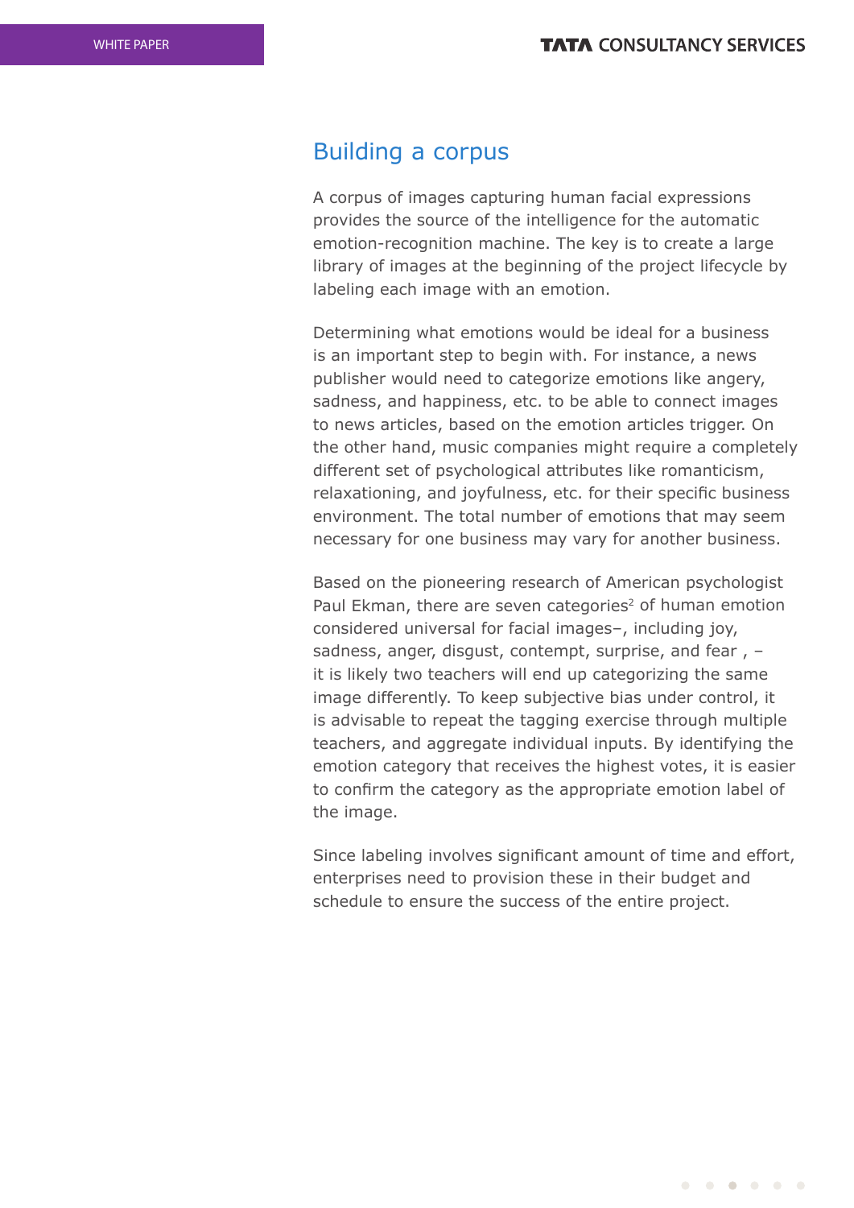## Building a corpus

A corpus of images capturing human facial expressions provides the source of the intelligence for the automatic emotion-recognition machine. The key is to create a large library of images at the beginning of the project lifecycle by labeling each image with an emotion.

Determining what emotions would be ideal for a business is an important step to begin with. For instance, a news publisher would need to categorize emotions like angery, sadness, and happiness, etc. to be able to connect images to news articles, based on the emotion articles trigger. On the other hand, music companies might require a completely different set of psychological attributes like romanticism, relaxationing, and joyfulness, etc. for their specific business environment. The total number of emotions that may seem necessary for one business may vary for another business.

Based on the pioneering research of American psychologist Paul Ekman, there are seven categories[2] of human emotion considered universal for facial images–, including joy, sadness, anger, disgust, contempt, surprise, and fear , – it is likely two teachers will end up categorizing the same image differently. To keep subjective bias under control, it is advisable to repeat the tagging exercise through multiple teachers, and aggregate individual inputs. By identifying the emotion category that receives the highest votes, it is easier to confirm the category as the appropriate emotion label of the image.

Since labeling involves significant amount of time and effort, enterprises need to provision these in their budget and schedule to ensure the success of the entire project.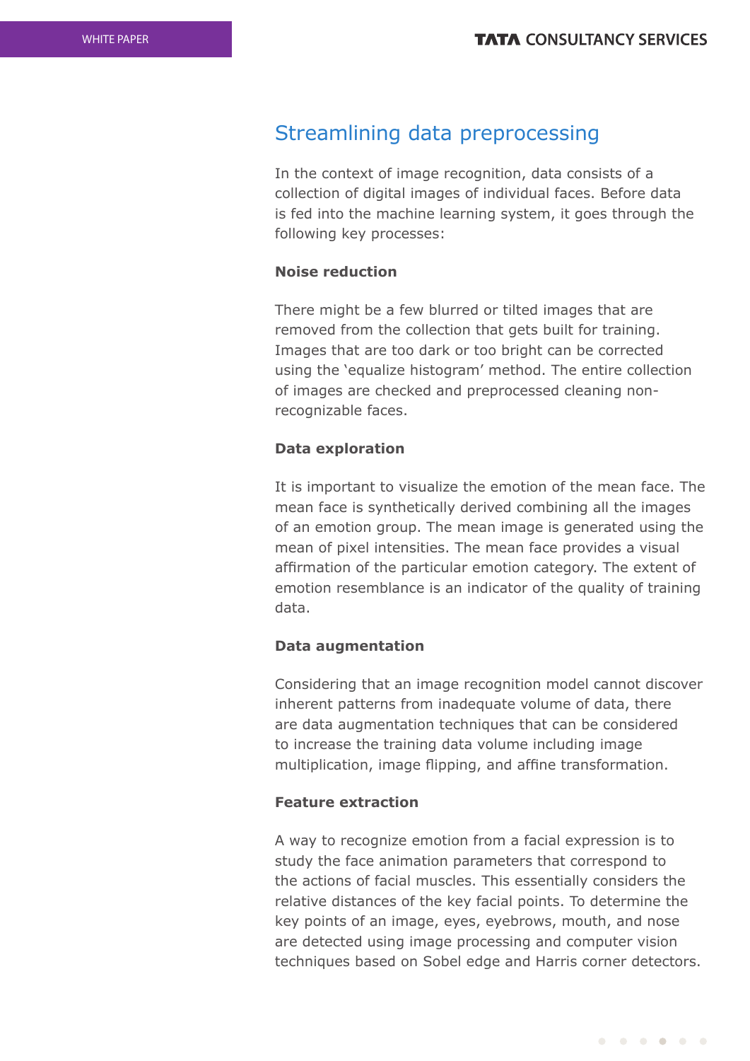## Streamlining data preprocessing

In the context of image recognition, data consists of a collection of digital images of individual faces. Before data is fed into the machine learning system, it goes through the following key processes:

**Noise reduction**

There might be a few blurred or tilted images that are removed from the collection that gets built for training. Images that are too dark or too bright can be corrected using the 'equalize histogram' method. The entire collection of images are checked and preprocessed cleaning non-recognizable faces.

**Data exploration**

It is important to visualize the emotion of the mean face. The mean face is synthetically derived combining all the images of an emotion group. The mean image is generated using the mean of pixel intensities. The mean face provides a visual affirmation of the particular emotion category. The extent of emotion resemblance is an indicator of the quality of training data.

**Data augmentation**

Considering that an image recognition model cannot discover inherent patterns from inadequate volume of data, there are data augmentation techniques that can be considered to increase the training data volume including image multiplication, image flipping, and affine transformation.

**Feature extraction**

A way to recognize emotion from a facial expression is to study the face animation parameters that correspond to the actions of facial muscles. This essentially considers the relative distances of the key facial points. To determine the key points of an image, eyes, eyebrows, mouth, and nose are detected using image processing and computer vision techniques based on Sobel edge and Harris corner detectors.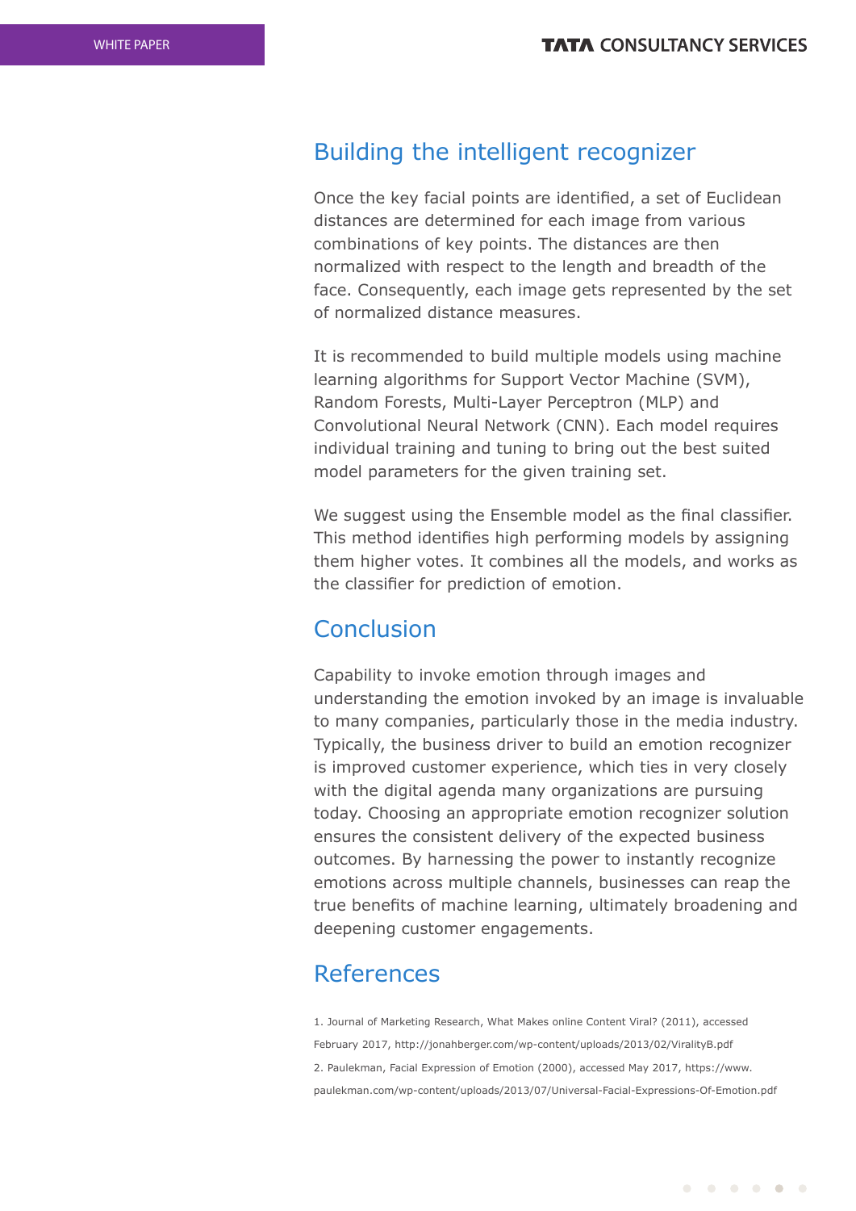## Building the intelligent recognizer

Once the key facial points are identified, a set of Euclidean distances are determined for each image from various combinations of key points. The distances are then normalized with respect to the length and breadth of the face. Consequently, each image gets represented by the set of normalized distance measures.

It is recommended to build multiple models using machine learning algorithms for Support Vector Machine (SVM), Random Forests, Multi-Layer Perceptron (MLP) and Convolutional Neural Network (CNN). Each model requires individual training and tuning to bring out the best suited model parameters for the given training set.

We suggest using the Ensemble model as the final classifier. This method identifies high performing models by assigning them higher votes. It combines all the models, and works as the classifier for prediction of emotion.

## Conclusion

Capability to invoke emotion through images and understanding the emotion invoked by an image is invaluable to many companies, particularly those in the media industry. Typically, the business driver to build an emotion recognizer is improved customer experience, which ties in very closely with the digital agenda many organizations are pursuing today. Choosing an appropriate emotion recognizer solution ensures the consistent delivery of the expected business outcomes. By harnessing the power to instantly recognize emotions across multiple channels, businesses can reap the true benefits of machine learning, ultimately broadening and deepening customer engagements.

## References

1. Journal of Marketing Research, What Makes online Content Viral? (2011), accessed February 2017, http://jonahberger.com/wp-content/uploads/2013/02/ViralityB.pdf
2. Paulekman, Facial Expression of Emotion (2000), accessed May 2017, https://www.paulekman.com/wp-content/uploads/2013/07/Universal-Facial-Expressions-Of-Emotion.pdf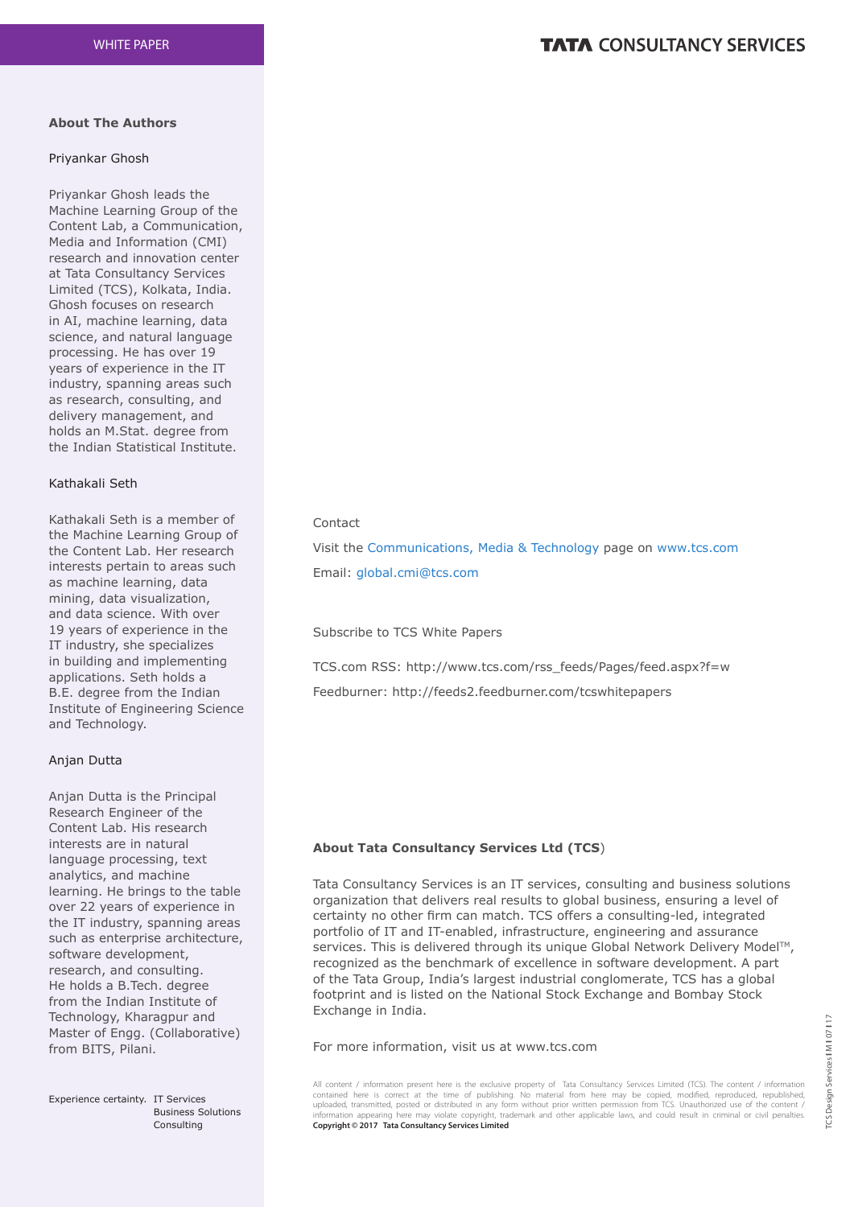## About The Authors

### Priyankar Ghosh

Priyankar Ghosh leads the Machine Learning Group of the Content Lab, a Communication, Media and Information (CMI) research and innovation center at Tata Consultancy Services Limited (TCS), Kolkata, India. Ghosh focuses on research in AI, machine learning, data science, and natural language processing. He has over 19 years of experience in the IT industry, spanning areas such as research, consulting, and delivery management, and holds an M.Stat. degree from the Indian Statistical Institute.

### Kathakali Seth

Kathakali Seth is a member of the Machine Learning Group of the Content Lab. Her research interests pertain to areas such as machine learning, data mining, data visualization, and data science. With over 19 years of experience in the IT industry, she specializes in building and implementing applications. Seth holds a B.E. degree from the Indian Institute of Engineering Science and Technology.

### Anjan Dutta

Anjan Dutta is the Principal Research Engineer of the Content Lab. His research interests are in natural language processing, text analytics, and machine learning. He brings to the table over 22 years of experience in the IT industry, spanning areas such as enterprise architecture, software development, research, and consulting. He holds a B.Tech. degree from the Indian Institute of Technology, Kharagpur and Master of Engg. (Collaborative) from BITS, Pilani.

Experience certainty. IT Services
Business Solutions
Consulting

Contact

Visit the Communications, Media & Technology page on www.tcs.com

Email: global.cmi@tcs.com

Subscribe to TCS White Papers

TCS.com RSS: http://www.tcs.com/rss_feeds/Pages/feed.aspx?f=w

Feedburner: http://feeds2.feedburner.com/tcswhitepapers

## About Tata Consultancy Services Ltd (TCS)

Tata Consultancy Services is an IT services, consulting and business solutions organization that delivers real results to global business, ensuring a level of certainty no other firm can match. TCS offers a consulting-led, integrated portfolio of IT and IT-enabled, infrastructure, engineering and assurance services. This is delivered through its unique Global Network Delivery Model™, recognized as the benchmark of excellence in software development. A part of the Tata Group, India's largest industrial conglomerate, TCS has a global footprint and is listed on the National Stock Exchange and Bombay Stock Exchange in India.

For more information, visit us at www.tcs.com

All content / information present here is the exclusive property of Tata Consultancy Services Limited (TCS). The content / information contained here is correct at the time of publishing. No material from here may be copied, modified, reproduced, republished, uploaded, transmitted, posted or distributed in any form without prior written permission from TCS. Unauthorized use of the content / information appearing here may violate copyright, trademark and other applicable laws, and could result in criminal or civil penalties.
**Copyright © 2017 Tata Consultancy Services Limited**

TCS Design Services I M I 07 I 17